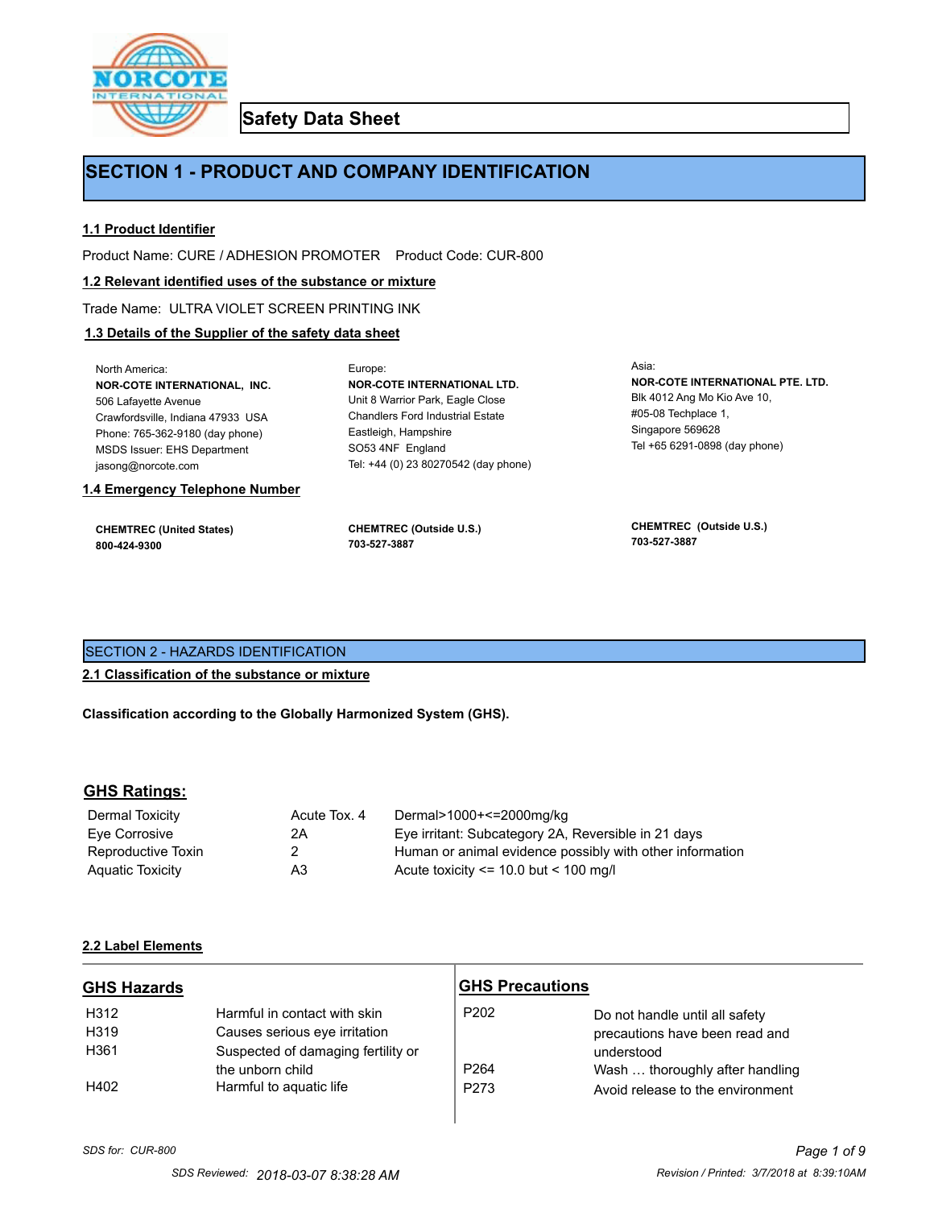# Safety Data Sheet

## SECTION 1 - PRODUCT AND COMPANY IDENTIFICATION

### 1.1 Product Identifier

Product Name: CURE / ADHESION PROMOTER    Product Code: CUR-800

### 1.2 Relevant identified uses of the substance or mixture

Trade Name: ULTRA VIOLET SCREEN PRINTING INK

### 1.3 Details of the Supplier of the safety data sheet

North America:
**NOR-COTE INTERNATIONAL, INC.**
506 Lafayette Avenue
Crawfordsville, Indiana 47933 USA
Phone: 765-362-9180 (day phone)
MSDS Issuer: EHS Department
jasong@norcote.com

Europe:
**NOR-COTE INTERNATIONAL LTD.**
Unit 8 Warrior Park, Eagle Close
Chandlers Ford Industrial Estate
Eastleigh, Hampshire
SO53 4NF England
Tel: +44 (0) 23 80270542 (day phone)

Asia:
**NOR-COTE INTERNATIONAL PTE. LTD.**
Blk 4012 Ang Mo Kio Ave 10,
#05-08 Techplace 1,
Singapore 569628
Tel +65 6291-0898 (day phone)

### 1.4 Emergency Telephone Number

**CHEMTREC (United States)**
**800-424-9300**

**CHEMTREC (Outside U.S.)**
**703-527-3887**

**CHEMTREC (Outside U.S.)**
**703-527-3887**

## SECTION 2 - HAZARDS IDENTIFICATION

### 2.1 Classification of the substance or mixture

**Classification according to the Globally Harmonized System (GHS).**

### GHS Ratings:

| | | |
|---|---|---|
| Dermal Toxicity | Acute Tox. 4 | Dermal>1000+<=2000mg/kg |
| Eye Corrosive | 2A | Eye irritant: Subcategory 2A, Reversible in 21 days |
| Reproductive Toxin | 2 | Human or animal evidence possibly with other information |
| Aquatic Toxicity | A3 | Acute toxicity <= 10.0 but < 100 mg/l |

### 2.2 Label Elements

#### GHS Hazards

| | |
|---|---|
| H312 | Harmful in contact with skin |
| H319 | Causes serious eye irritation |
| H361 | Suspected of damaging fertility or the unborn child |
| H402 | Harmful to aquatic life |

#### GHS Precautions

| | |
|---|---|
| P202 | Do not handle until all safety precautions have been read and understood |
| P264 | Wash … thoroughly after handling |
| P273 | Avoid release to the environment |

*SDS for: CUR-800*

SDS Reviewed: 2018-03-07 8:38:28 AM    Revision / Printed: 3/7/2018 at 8:39:10AM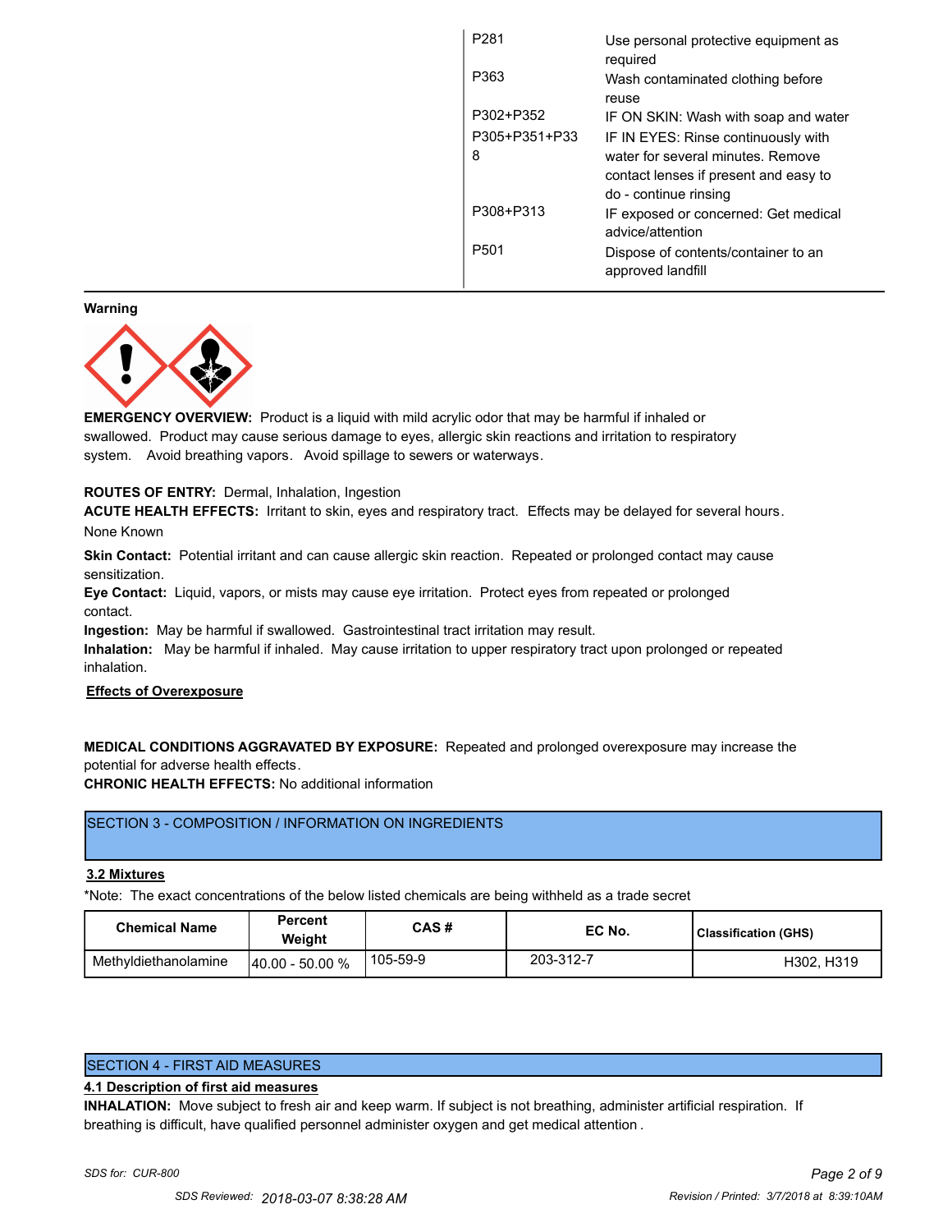| | |
|---|---|
| P281 | Use personal protective equipment as required |
| P363 | Wash contaminated clothing before reuse |
| P302+P352 | IF ON SKIN: Wash with soap and water |
| P305+P351+P338 | IF IN EYES: Rinse continuously with water for several minutes. Remove contact lenses if present and easy to do - continue rinsing |
| P308+P313 | IF exposed or concerned: Get medical advice/attention |
| P501 | Dispose of contents/container to an approved landfill |

**Warning**

**EMERGENCY OVERVIEW:** Product is a liquid with mild acrylic odor that may be harmful if inhaled or swallowed. Product may cause serious damage to eyes, allergic skin reactions and irritation to respiratory system. Avoid breathing vapors. Avoid spillage to sewers or waterways.

**ROUTES OF ENTRY:** Dermal, Inhalation, Ingestion

**ACUTE HEALTH EFFECTS:** Irritant to skin, eyes and respiratory tract. Effects may be delayed for several hours.

None Known

**Skin Contact:** Potential irritant and can cause allergic skin reaction. Repeated or prolonged contact may cause sensitization.

**Eye Contact:** Liquid, vapors, or mists may cause eye irritation. Protect eyes from repeated or prolonged contact.

**Ingestion:** May be harmful if swallowed. Gastrointestinal tract irritation may result.

**Inhalation:** May be harmful if inhaled. May cause irritation to upper respiratory tract upon prolonged or repeated inhalation.

**Effects of Overexposure**

**MEDICAL CONDITIONS AGGRAVATED BY EXPOSURE:** Repeated and prolonged overexposure may increase the potential for adverse health effects.

**CHRONIC HEALTH EFFECTS:** No additional information

## SECTION 3 - COMPOSITION / INFORMATION ON INGREDIENTS

### 3.2 Mixtures

*Note: The exact concentrations of the below listed chemicals are being withheld as a trade secret

| Chemical Name | Percent Weight | CAS # | EC No. | Classification (GHS) |
|---|---|---|---|---|
| Methyldiethanolamine | 40.00 - 50.00 % | 105-59-9 | 203-312-7 | H302, H319 |

## SECTION 4 - FIRST AID MEASURES

### 4.1 Description of first aid measures

**INHALATION:** Move subject to fresh air and keep warm. If subject is not breathing, administer artificial respiration. If breathing is difficult, have qualified personnel administer oxygen and get medical attention.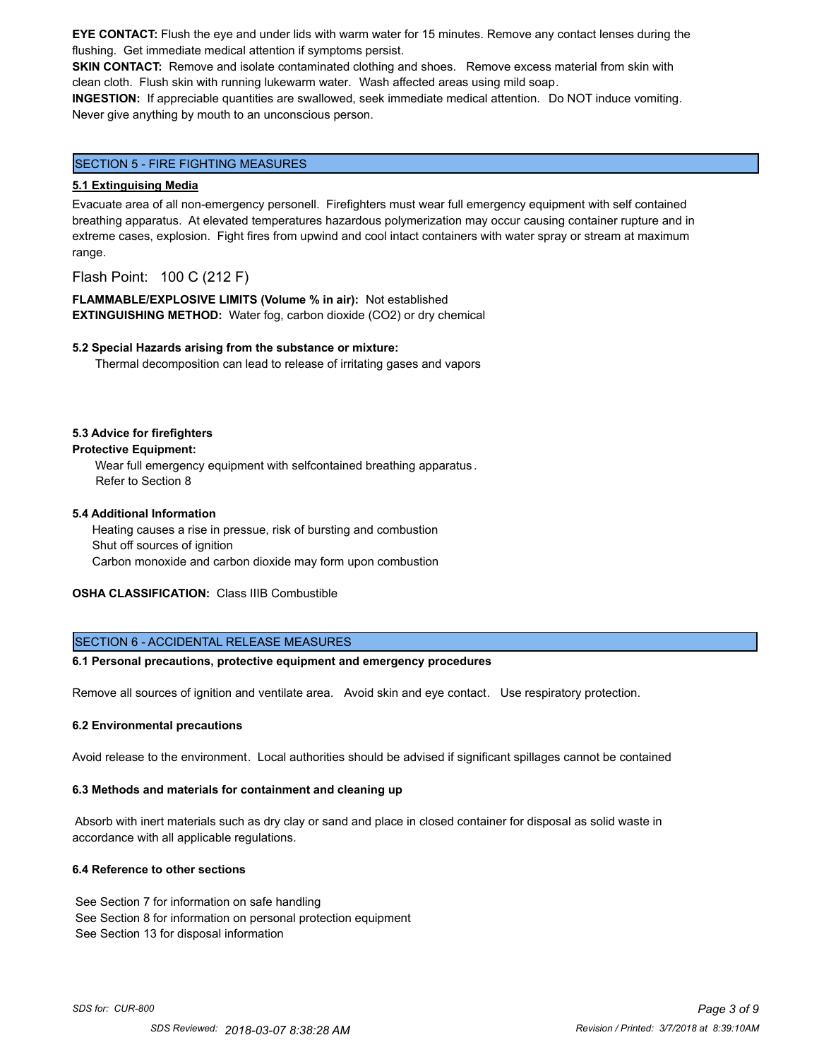**EYE CONTACT:** Flush the eye and under lids with warm water for 15 minutes. Remove any contact lenses during the flushing. Get immediate medical attention if symptoms persist.

**SKIN CONTACT:** Remove and isolate contaminated clothing and shoes. Remove excess material from skin with clean cloth. Flush skin with running lukewarm water. Wash affected areas using mild soap.

**INGESTION:** If appreciable quantities are swallowed, seek immediate medical attention. Do NOT induce vomiting. Never give anything by mouth to an unconscious person.

## SECTION 5 - FIRE FIGHTING MEASURES

### 5.1 Extinguising Media

Evacuate area of all non-emergency personell. Firefighters must wear full emergency equipment with self contained breathing apparatus. At elevated temperatures hazardous polymerization may occur causing container rupture and in extreme cases, explosion. Fight fires from upwind and cool intact containers with water spray or stream at maximum range.

Flash Point: 100 C (212 F)

**FLAMMABLE/EXPLOSIVE LIMITS (Volume % in air):** Not established

**EXTINGUISHING METHOD:** Water fog, carbon dioxide ($CO_2$) or dry chemical

### 5.2 Special Hazards arising from the substance or mixture:

Thermal decomposition can lead to release of irritating gases and vapors

### 5.3 Advice for firefighters

**Protective Equipment:**

Wear full emergency equipment with selfcontained breathing apparatus.
Refer to Section 8

### 5.4 Additional Information

Heating causes a rise in pressue, risk of bursting and combustion
Shut off sources of ignition
Carbon monoxide and carbon dioxide may form upon combustion

**OSHA CLASSIFICATION:** Class IIIB Combustible

## SECTION 6 - ACCIDENTAL RELEASE MEASURES

### 6.1 Personal precautions, protective equipment and emergency procedures

Remove all sources of ignition and ventilate area. Avoid skin and eye contact. Use respiratory protection.

### 6.2 Environmental precautions

Avoid release to the environment. Local authorities should be advised if significant spillages cannot be contained

### 6.3 Methods and materials for containment and cleaning up

Absorb with inert materials such as dry clay or sand and place in closed container for disposal as solid waste in accordance with all applicable regulations.

### 6.4 Reference to other sections

See Section 7 for information on safe handling
See Section 8 for information on personal protection equipment
See Section 13 for disposal information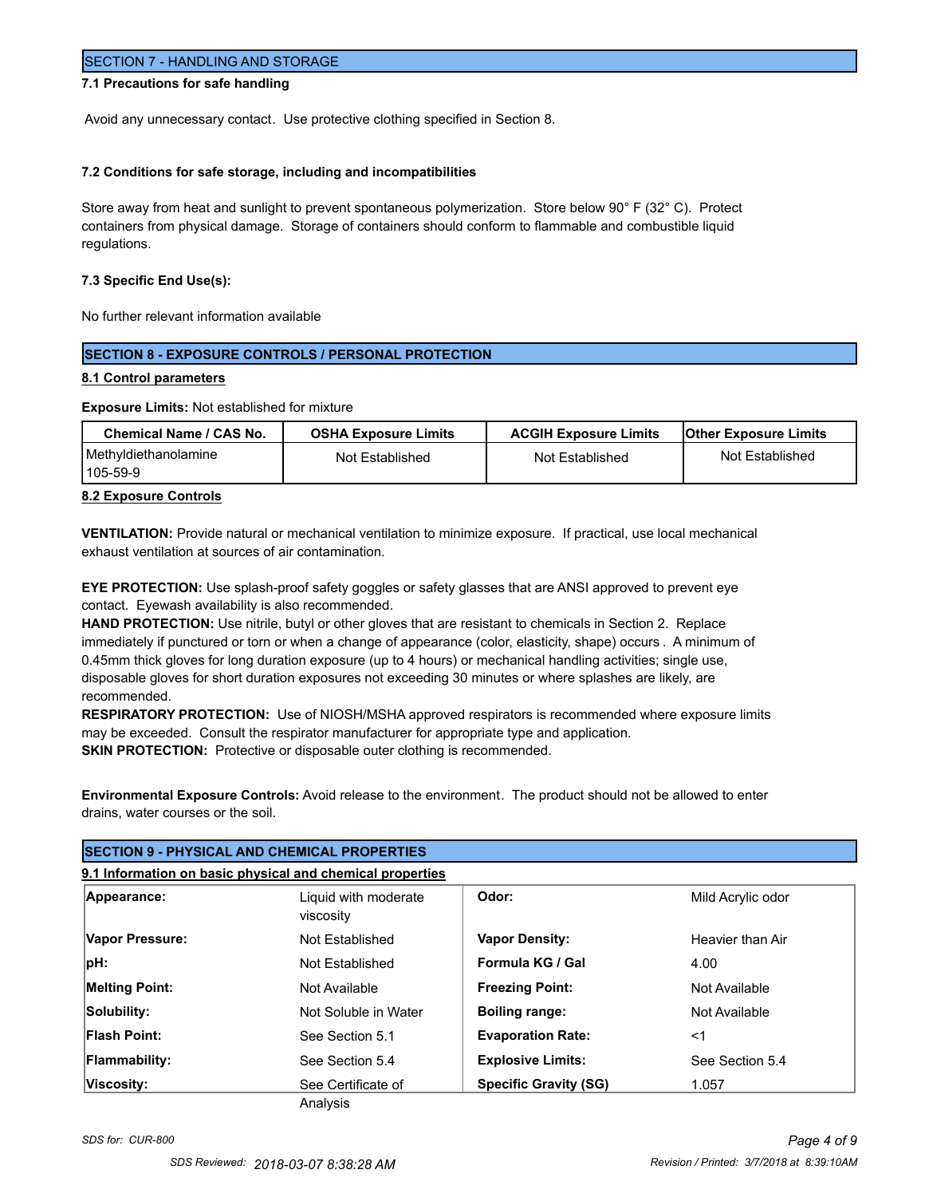## SECTION 7 - HANDLING AND STORAGE

**7.1 Precautions for safe handling**

Avoid any unnecessary contact. Use protective clothing specified in Section 8.

**7.2 Conditions for safe storage, including and incompatibilities**

Store away from heat and sunlight to prevent spontaneous polymerization. Store below 90° F (32° C). Protect containers from physical damage. Storage of containers should conform to flammable and combustible liquid regulations.

**7.3 Specific End Use(s):**

No further relevant information available

## SECTION 8 - EXPOSURE CONTROLS / PERSONAL PROTECTION

**8.1 Control parameters**

**Exposure Limits:** Not established for mixture

| Chemical Name / CAS No. | OSHA Exposure Limits | ACGIH Exposure Limits | Other Exposure Limits |
|---|---|---|---|
| Methyldiethanolamine 105-59-9 | Not Established | Not Established | Not Established |

**8.2 Exposure Controls**

**VENTILATION:** Provide natural or mechanical ventilation to minimize exposure. If practical, use local mechanical exhaust ventilation at sources of air contamination.

**EYE PROTECTION:** Use splash-proof safety goggles or safety glasses that are ANSI approved to prevent eye contact. Eyewash availability is also recommended.

**HAND PROTECTION:** Use nitrile, butyl or other gloves that are resistant to chemicals in Section 2. Replace immediately if punctured or torn or when a change of appearance (color, elasticity, shape) occurs. A minimum of 0.45mm thick gloves for long duration exposure (up to 4 hours) or mechanical handling activities; single use, disposable gloves for short duration exposures not exceeding 30 minutes or where splashes are likely, are recommended.

**RESPIRATORY PROTECTION:** Use of NIOSH/MSHA approved respirators is recommended where exposure limits may be exceeded. Consult the respirator manufacturer for appropriate type and application.

**SKIN PROTECTION:** Protective or disposable outer clothing is recommended.

**Environmental Exposure Controls:** Avoid release to the environment. The product should not be allowed to enter drains, water courses or the soil.

## SECTION 9 - PHYSICAL AND CHEMICAL PROPERTIES

**9.1 Information on basic physical and chemical properties**

| | | | |
|---|---|---|---|
| **Appearance:** | Liquid with moderate viscosity | **Odor:** | Mild Acrylic odor |
| **Vapor Pressure:** | Not Established | **Vapor Density:** | Heavier than Air |
| **pH:** | Not Established | **Formula KG / Gal** | 4.00 |
| **Melting Point:** | Not Available | **Freezing Point:** | Not Available |
| **Solubility:** | Not Soluble in Water | **Boiling range:** | Not Available |
| **Flash Point:** | See Section 5.1 | **Evaporation Rate:** | <1 |
| **Flammability:** | See Section 5.4 | **Explosive Limits:** | See Section 5.4 |
| **Viscosity:** | See Certificate of Analysis | **Specific Gravity (SG)** | 1.057 |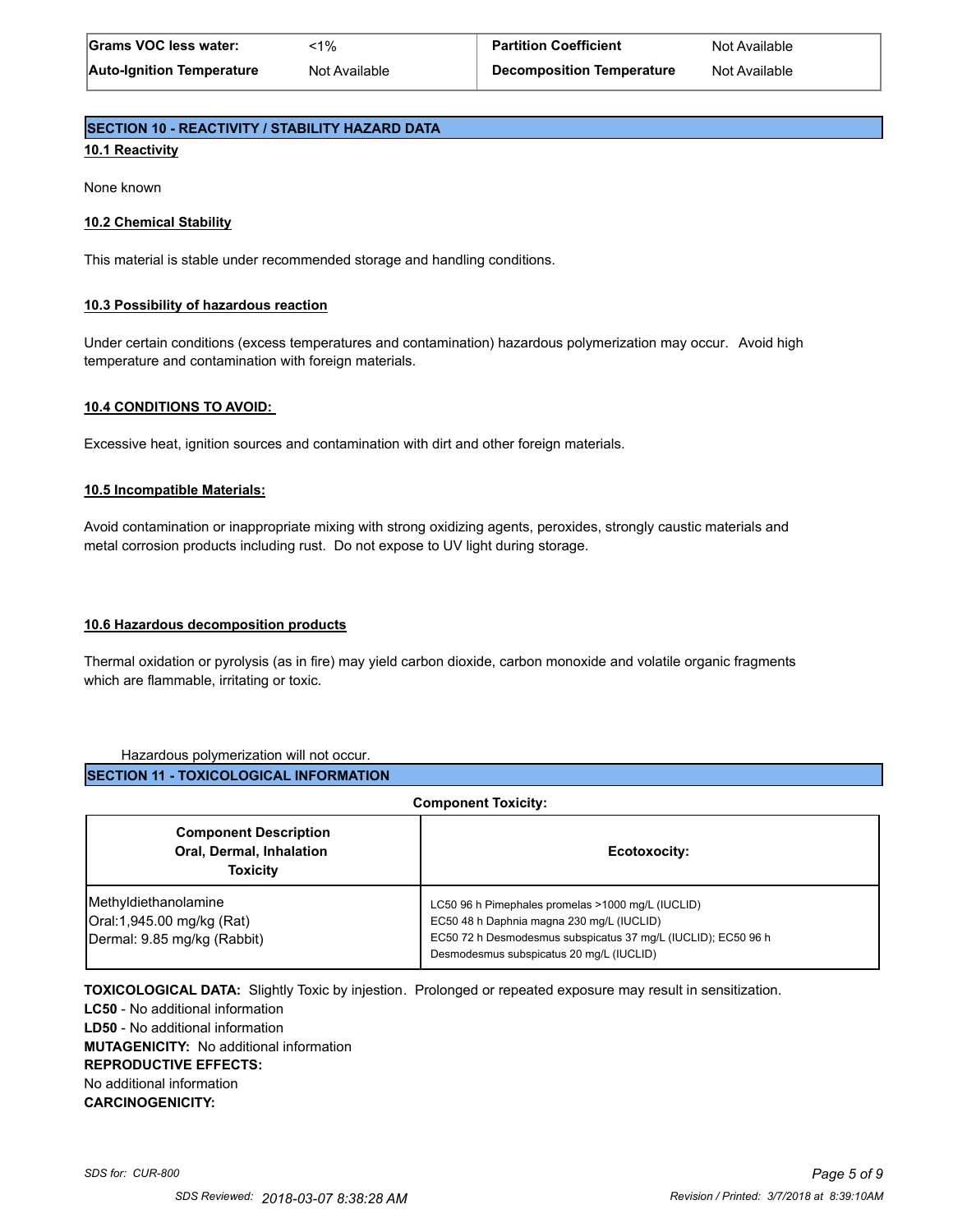| | | | |
|---|---|---|---|
| **Grams VOC less water:** | <1% | **Partition Coefficient** | Not Available |
| **Auto-Ignition Temperature** | Not Available | **Decomposition Temperature** | Not Available |

## SECTION 10 - REACTIVITY / STABILITY HAZARD DATA

**10.1 Reactivity**

None known

**10.2 Chemical Stability**

This material is stable under recommended storage and handling conditions.

**10.3 Possibility of hazardous reaction**

Under certain conditions (excess temperatures and contamination) hazardous polymerization may occur. Avoid high temperature and contamination with foreign materials.

**10.4 CONDITIONS TO AVOID:**

Excessive heat, ignition sources and contamination with dirt and other foreign materials.

**10.5 Incompatible Materials:**

Avoid contamination or inappropriate mixing with strong oxidizing agents, peroxides, strongly caustic materials and metal corrosion products including rust. Do not expose to UV light during storage.

**10.6 Hazardous decomposition products**

Thermal oxidation or pyrolysis (as in fire) may yield carbon dioxide, carbon monoxide and volatile organic fragments which are flammable, irritating or toxic.

Hazardous polymerization will not occur.

## SECTION 11 - TOXICOLOGICAL INFORMATION

**Component Toxicity:**

| Component Description Oral, Dermal, Inhalation Toxicity | Ecotoxocity: |
|---|---|
| Methyldiethanolamine<br>Oral:1,945.00 mg/kg (Rat)<br>Dermal: 9.85 mg/kg (Rabbit) | LC50 96 h Pimephales promelas >1000 mg/L (IUCLID)<br>EC50 48 h Daphnia magna 230 mg/L (IUCLID)<br>EC50 72 h Desmodesmus subspicatus 37 mg/L (IUCLID); EC50 96 h Desmodesmus subspicatus 20 mg/L (IUCLID) |

**TOXICOLOGICAL DATA:** Slightly Toxic by injestion. Prolonged or repeated exposure may result in sensitization.
**LC50** - No additional information
**LD50** - No additional information
**MUTAGENICITY:** No additional information
**REPRODUCTIVE EFFECTS:**
No additional information
**CARCINOGENICITY:**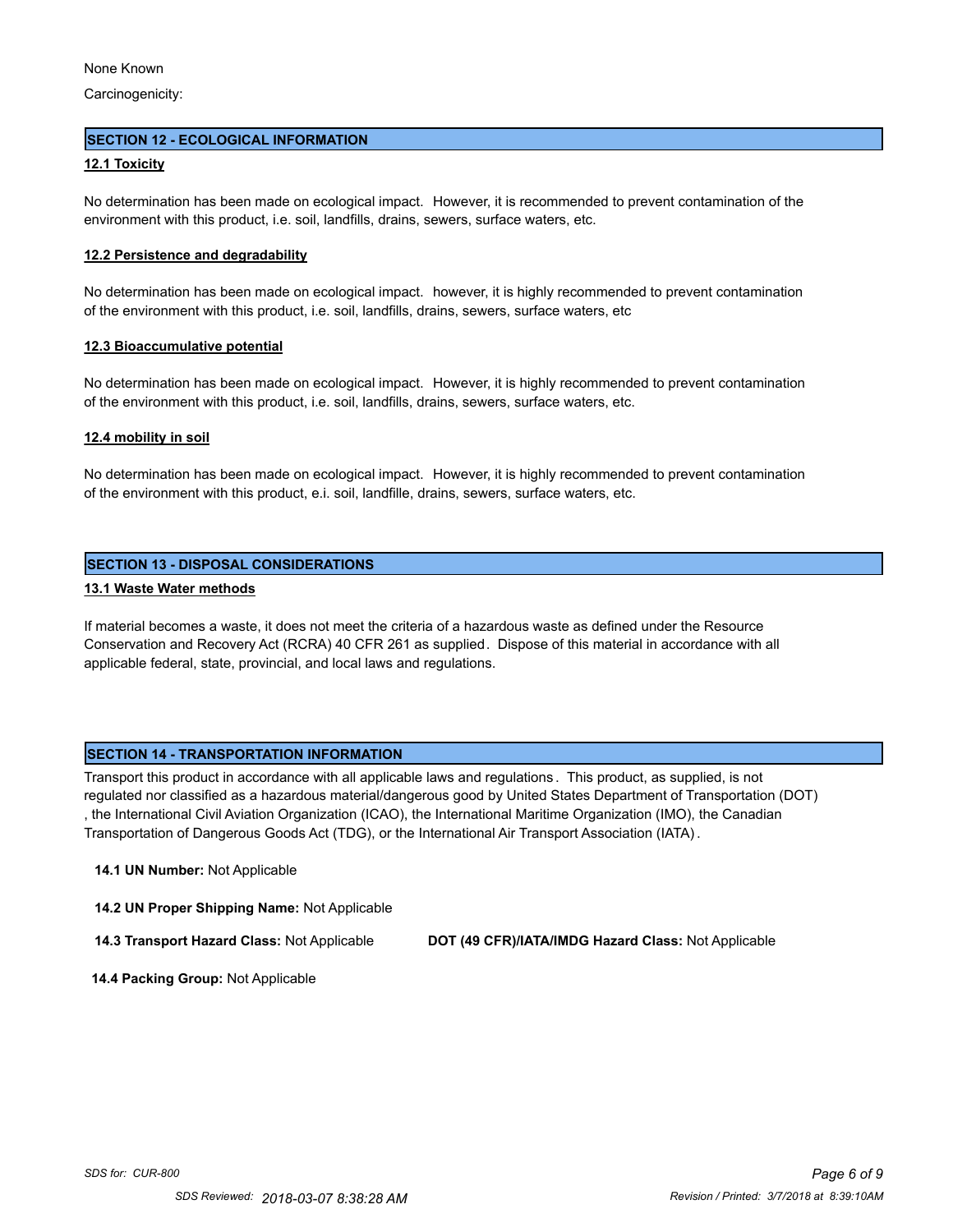None Known

Carcinogenicity:

## SECTION 12 - ECOLOGICAL INFORMATION

**12.1 Toxicity**

No determination has been made on ecological impact. However, it is recommended to prevent contamination of the environment with this product, i.e. soil, landfills, drains, sewers, surface waters, etc.

**12.2 Persistence and degradability**

No determination has been made on ecological impact. however, it is highly recommended to prevent contamination of the environment with this product, i.e. soil, landfills, drains, sewers, surface waters, etc

**12.3 Bioaccumulative potential**

No determination has been made on ecological impact. However, it is highly recommended to prevent contamination of the environment with this product, i.e. soil, landfills, drains, sewers, surface waters, etc.

**12.4 mobility in soil**

No determination has been made on ecological impact. However, it is highly recommended to prevent contamination of the environment with this product, e.i. soil, landfille, drains, sewers, surface waters, etc.

## SECTION 13 - DISPOSAL CONSIDERATIONS

**13.1 Waste Water methods**

If material becomes a waste, it does not meet the criteria of a hazardous waste as defined under the Resource Conservation and Recovery Act (RCRA) 40 CFR 261 as supplied. Dispose of this material in accordance with all applicable federal, state, provincial, and local laws and regulations.

## SECTION 14 - TRANSPORTATION INFORMATION

Transport this product in accordance with all applicable laws and regulations. This product, as supplied, is not regulated nor classified as a hazardous material/dangerous good by United States Department of Transportation (DOT), the International Civil Aviation Organization (ICAO), the International Maritime Organization (IMO), the Canadian Transportation of Dangerous Goods Act (TDG), or the International Air Transport Association (IATA).

**14.1 UN Number:** Not Applicable

**14.2 UN Proper Shipping Name:** Not Applicable

**14.3 Transport Hazard Class:** Not Applicable

**DOT (49 CFR)/IATA/IMDG Hazard Class:** Not Applicable

**14.4 Packing Group:** Not Applicable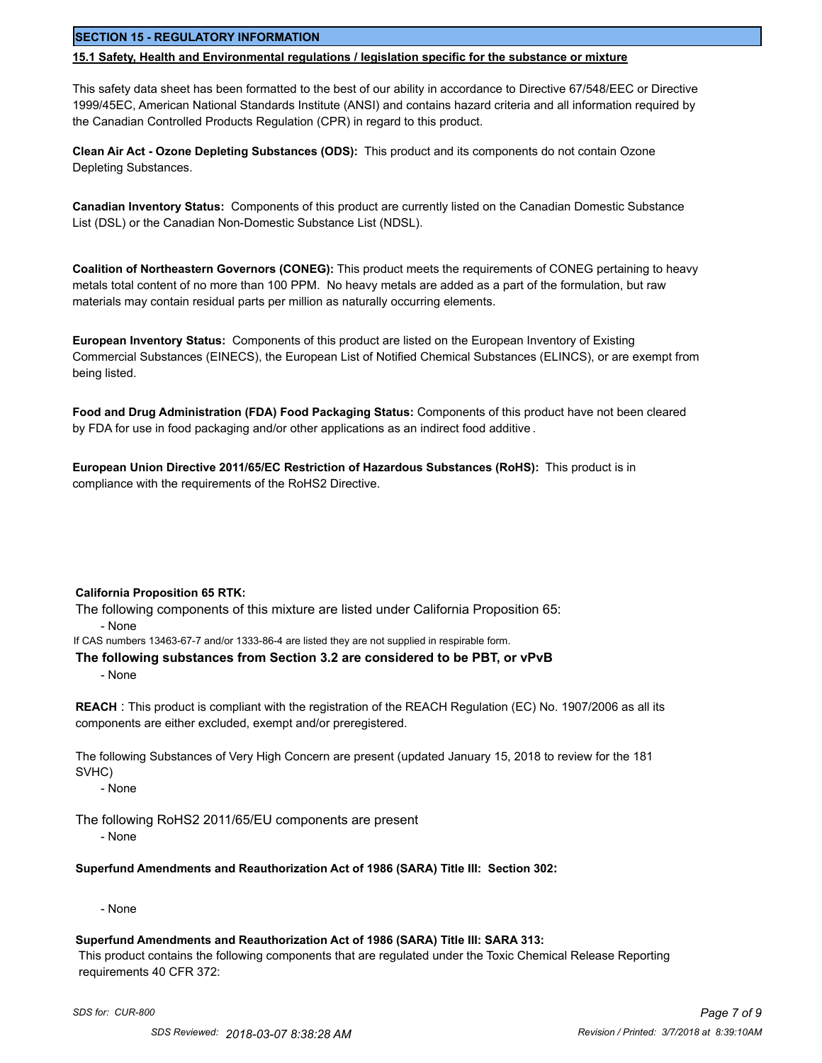## SECTION 15 - REGULATORY INFORMATION

### 15.1 Safety, Health and Environmental regulations / legislation specific for the substance or mixture

This safety data sheet has been formatted to the best of our ability in accordance to Directive 67/548/EEC or Directive 1999/45EC, American National Standards Institute (ANSI) and contains hazard criteria and all information required by the Canadian Controlled Products Regulation (CPR) in regard to this product.

**Clean Air Act - Ozone Depleting Substances (ODS):** This product and its components do not contain Ozone Depleting Substances.

**Canadian Inventory Status:** Components of this product are currently listed on the Canadian Domestic Substance List (DSL) or the Canadian Non-Domestic Substance List (NDSL).

**Coalition of Northeastern Governors (CONEG):** This product meets the requirements of CONEG pertaining to heavy metals total content of no more than 100 PPM. No heavy metals are added as a part of the formulation, but raw materials may contain residual parts per million as naturally occurring elements.

**European Inventory Status:** Components of this product are listed on the European Inventory of Existing Commercial Substances (EINECS), the European List of Notified Chemical Substances (ELINCS), or are exempt from being listed.

**Food and Drug Administration (FDA) Food Packaging Status:** Components of this product have not been cleared by FDA for use in food packaging and/or other applications as an indirect food additive.

**European Union Directive 2011/65/EC Restriction of Hazardous Substances (RoHS):** This product is in compliance with the requirements of the RoHS2 Directive.

**California Proposition 65 RTK:**

The following components of this mixture are listed under California Proposition 65:

- None

If CAS numbers 13463-67-7 and/or 1333-86-4 are listed they are not supplied in respirable form.

**The following substances from Section 3.2 are considered to be PBT, or vPvB**

- None

**REACH** : This product is compliant with the registration of the REACH Regulation (EC) No. 1907/2006 as all its components are either excluded, exempt and/or preregistered.

The following Substances of Very High Concern are present (updated January 15, 2018 to review for the 181 SVHC)

- None

The following RoHS2 2011/65/EU components are present

- None

**Superfund Amendments and Reauthorization Act of 1986 (SARA) Title III: Section 302:**

- None

**Superfund Amendments and Reauthorization Act of 1986 (SARA) Title III: SARA 313:**

This product contains the following components that are regulated under the Toxic Chemical Release Reporting requirements 40 CFR 372: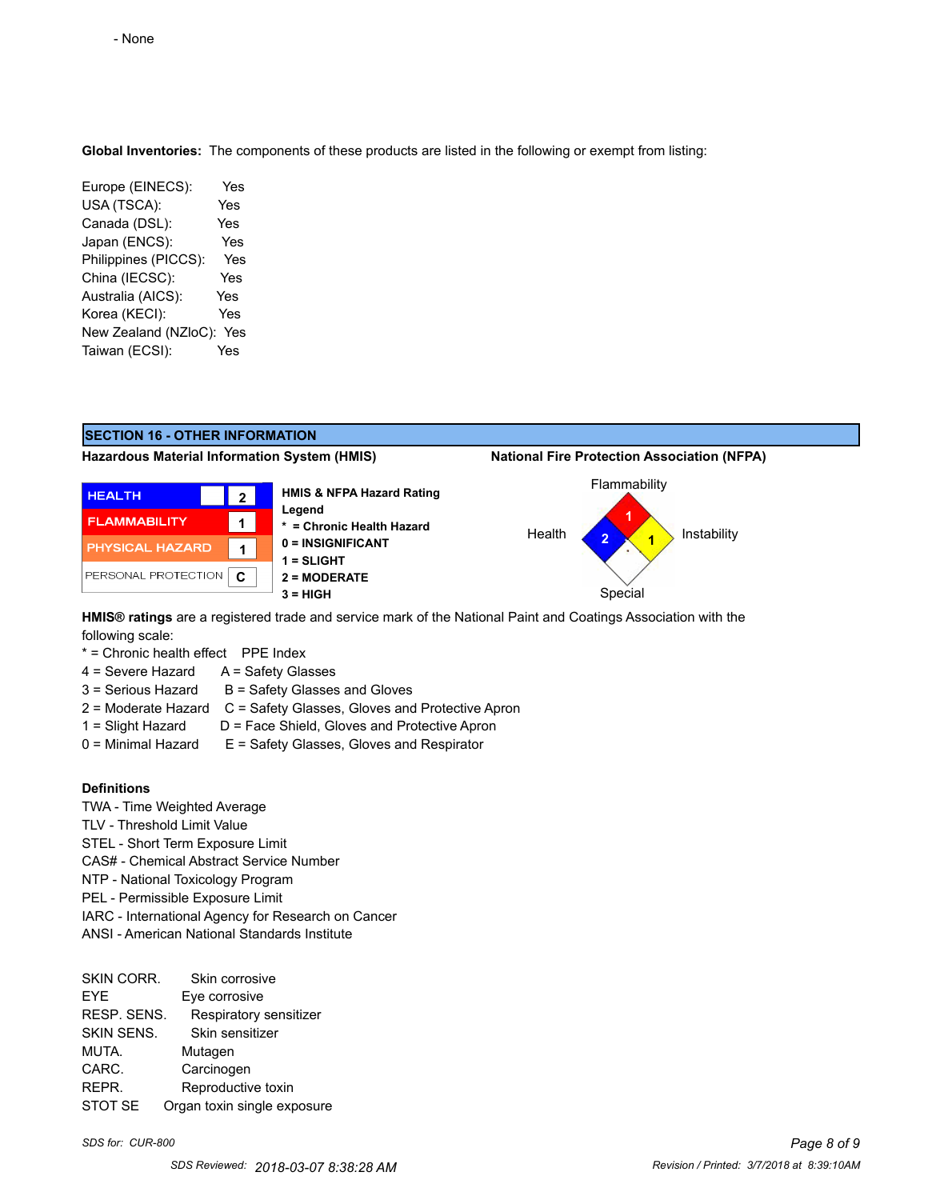- None

**Global Inventories:** The components of these products are listed in the following or exempt from listing:

| | |
|---|---|
| Europe (EINECS): | Yes |
| USA (TSCA): | Yes |
| Canada (DSL): | Yes |
| Japan (ENCS): | Yes |
| Philippines (PICCS): | Yes |
| China (IECSC): | Yes |
| Australia (AICS): | Yes |
| Korea (KECI): | Yes |
| New Zealand (NZloC): | Yes |
| Taiwan (ECSI): | Yes |

## SECTION 16 - OTHER INFORMATION

**Hazardous Material Information System (HMIS)**

| | | |
|---|---|---|
| HEALTH | | 2 |
| FLAMMABILITY | | 1 |
| PHYSICAL HAZARD | | 1 |
| PERSONAL PROTECTION | | C |

**HMIS & NFPA Hazard Rating Legend**

- **\* = Chronic Health Hazard**
- **0 = INSIGNIFICANT**
- **1 = SLIGHT**
- **2 = MODERATE**
- **3 = HIGH**

**National Fire Protection Association (NFPA)**

- Flammability: 1
- Health: 2
- Instability: 1
- Special:

**HMIS® ratings** are a registered trade and service mark of the National Paint and Coatings Association with the following scale:

| * = Chronic health effect | PPE Index |
|---|---|
| 4 = Severe Hazard | A = Safety Glasses |
| 3 = Serious Hazard | B = Safety Glasses and Gloves |
| 2 = Moderate Hazard | C = Safety Glasses, Gloves and Protective Apron |
| 1 = Slight Hazard | D = Face Shield, Gloves and Protective Apron |
| 0 = Minimal Hazard | E = Safety Glasses, Gloves and Respirator |

**Definitions**

TWA - Time Weighted Average
TLV - Threshold Limit Value
STEL - Short Term Exposure Limit
CAS# - Chemical Abstract Service Number
NTP - National Toxicology Program
PEL - Permissible Exposure Limit
IARC - International Agency for Research on Cancer
ANSI - American National Standards Institute

| | |
|---|---|
| SKIN CORR. | Skin corrosive |
| EYE | Eye corrosive |
| RESP. SENS. | Respiratory sensitizer |
| SKIN SENS. | Skin sensitizer |
| MUTA. | Mutagen |
| CARC. | Carcinogen |
| REPR. | Reproductive toxin |
| STOT SE | Organ toxin single exposure |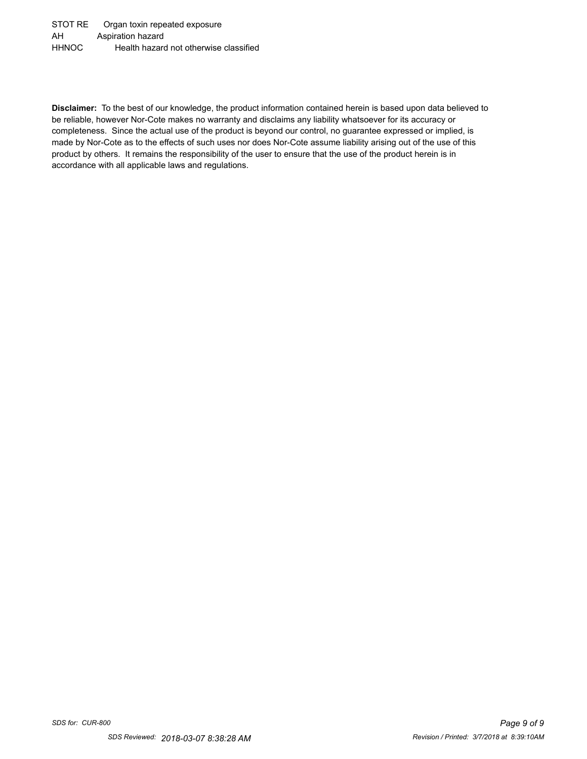STOT RE Organ toxin repeated exposure
AH Aspiration hazard
HHNOC Health hazard not otherwise classified

**Disclaimer:** To the best of our knowledge, the product information contained herein is based upon data believed to be reliable, however Nor-Cote makes no warranty and disclaims any liability whatsoever for its accuracy or completeness. Since the actual use of the product is beyond our control, no guarantee expressed or implied, is made by Nor-Cote as to the effects of such uses nor does Nor-Cote assume liability arising out of the use of this product by others. It remains the responsibility of the user to ensure that the use of the product herein is in accordance with all applicable laws and regulations.